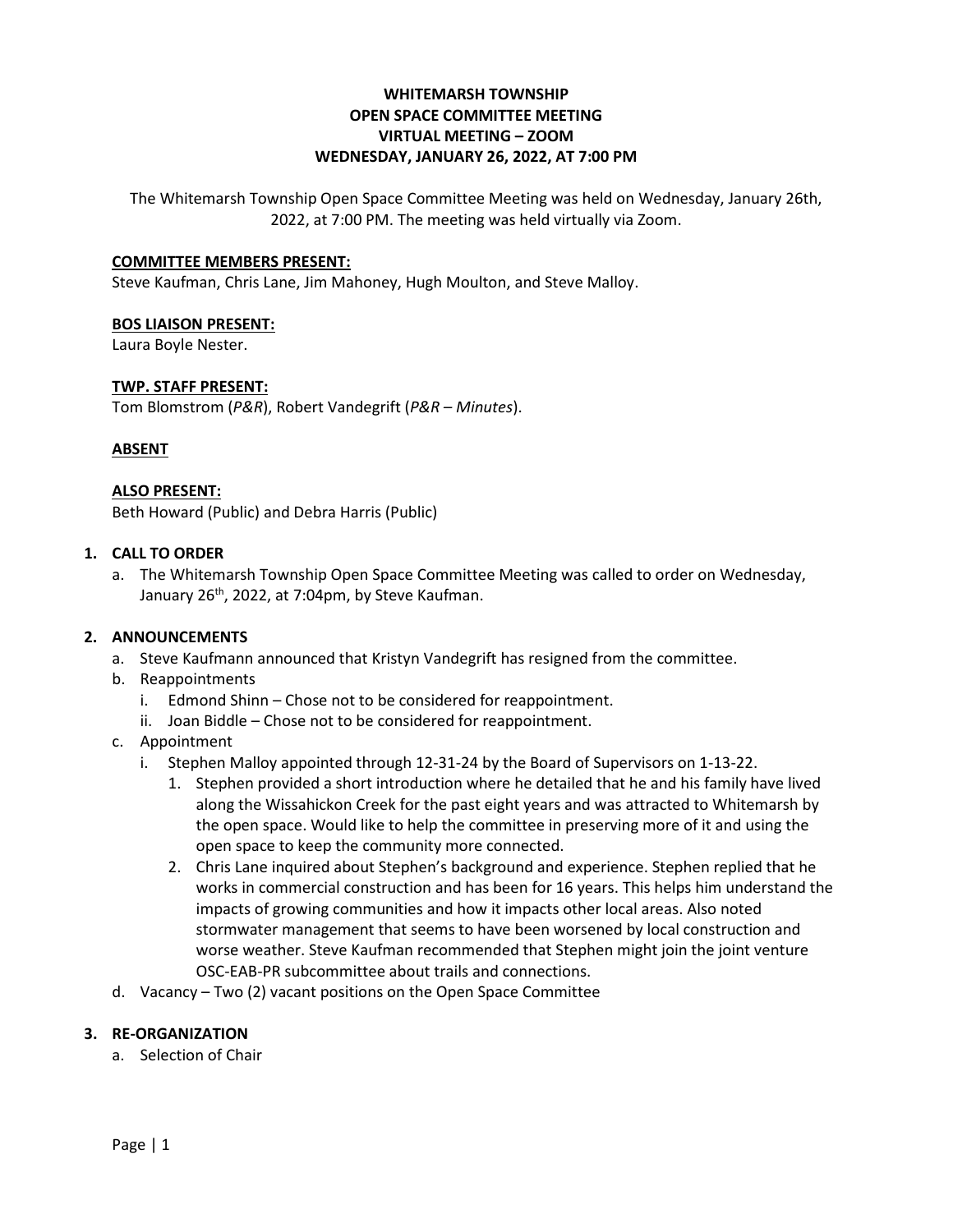**WHITEMARSH TOWNSHIP**
**OPEN SPACE COMMITTEE MEETING**
**VIRTUAL MEETING – ZOOM**
**WEDNESDAY, JANUARY 26, 2022, AT 7:00 PM**

The Whitemarsh Township Open Space Committee Meeting was held on Wednesday, January 26th, 2022, at 7:00 PM. The meeting was held virtually via Zoom.

**COMMITTEE MEMBERS PRESENT:**
Steve Kaufman, Chris Lane, Jim Mahoney, Hugh Moulton, and Steve Malloy.

**BOS LIAISON PRESENT:**
Laura Boyle Nester.

**TWP. STAFF PRESENT:**
Tom Blomstrom (*P&R*), Robert Vandegrift (*P&R – Minutes*).

**ABSENT**

**ALSO PRESENT:**
Beth Howard (Public) and Debra Harris (Public)

1. **CALL TO ORDER**
   a. The Whitemarsh Township Open Space Committee Meeting was called to order on Wednesday, January 26th, 2022, at 7:04pm, by Steve Kaufman.

2. **ANNOUNCEMENTS**
   a. Steve Kaufmann announced that Kristyn Vandegrift has resigned from the committee.
   b. Reappointments
      i. Edmond Shinn – Chose not to be considered for reappointment.
      ii. Joan Biddle – Chose not to be considered for reappointment.
   c. Appointment
      i. Stephen Malloy appointed through 12-31-24 by the Board of Supervisors on 1-13-22.
         1. Stephen provided a short introduction where he detailed that he and his family have lived along the Wissahickon Creek for the past eight years and was attracted to Whitemarsh by the open space. Would like to help the committee in preserving more of it and using the open space to keep the community more connected.
         2. Chris Lane inquired about Stephen's background and experience. Stephen replied that he works in commercial construction and has been for 16 years. This helps him understand the impacts of growing communities and how it impacts other local areas. Also noted stormwater management that seems to have been worsened by local construction and worse weather. Steve Kaufman recommended that Stephen might join the joint venture OSC-EAB-PR subcommittee about trails and connections.
   d. Vacancy – Two (2) vacant positions on the Open Space Committee

3. **RE-ORGANIZATION**
   a. Selection of Chair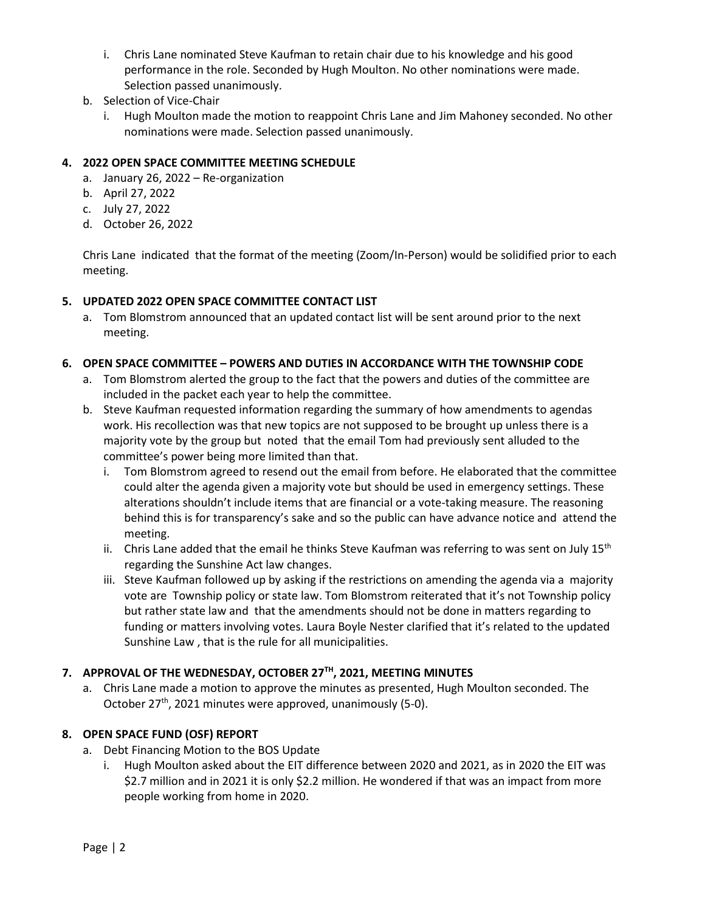i. Chris Lane nominated Steve Kaufman to retain chair due to his knowledge and his good performance in the role. Seconded by Hugh Moulton. No other nominations were made. Selection passed unanimously.

b. Selection of Vice-Chair
   i. Hugh Moulton made the motion to reappoint Chris Lane and Jim Mahoney seconded. No other nominations were made. Selection passed unanimously.

**4. 2022 OPEN SPACE COMMITTEE MEETING SCHEDULE**

a. January 26, 2022 – Re-organization
b. April 27, 2022
c. July 27, 2022
d. October 26, 2022

Chris Lane indicated that the format of the meeting (Zoom/In-Person) would be solidified prior to each meeting.

**5. UPDATED 2022 OPEN SPACE COMMITTEE CONTACT LIST**

a. Tom Blomstrom announced that an updated contact list will be sent around prior to the next meeting.

**6. OPEN SPACE COMMITTEE – POWERS AND DUTIES IN ACCORDANCE WITH THE TOWNSHIP CODE**

a. Tom Blomstrom alerted the group to the fact that the powers and duties of the committee are included in the packet each year to help the committee.
b. Steve Kaufman requested information regarding the summary of how amendments to agendas work. His recollection was that new topics are not supposed to be brought up unless there is a majority vote by the group but noted that the email Tom had previously sent alluded to the committee's power being more limited than that.
   i. Tom Blomstrom agreed to resend out the email from before. He elaborated that the committee could alter the agenda given a majority vote but should be used in emergency settings. These alterations shouldn't include items that are financial or a vote-taking measure. The reasoning behind this is for transparency's sake and so the public can have advance notice and attend the meeting.
   ii. Chris Lane added that the email he thinks Steve Kaufman was referring to was sent on July 15th regarding the Sunshine Act law changes.
   iii. Steve Kaufman followed up by asking if the restrictions on amending the agenda via a majority vote are Township policy or state law. Tom Blomstrom reiterated that it's not Township policy but rather state law and that the amendments should not be done in matters regarding to funding or matters involving votes. Laura Boyle Nester clarified that it's related to the updated Sunshine Law , that is the rule for all municipalities.

**7. APPROVAL OF THE WEDNESDAY, OCTOBER 27TH, 2021, MEETING MINUTES**

a. Chris Lane made a motion to approve the minutes as presented, Hugh Moulton seconded. The October 27th, 2021 minutes were approved, unanimously (5-0).

**8. OPEN SPACE FUND (OSF) REPORT**

a. Debt Financing Motion to the BOS Update
   i. Hugh Moulton asked about the EIT difference between 2020 and 2021, as in 2020 the EIT was $2.7 million and in 2021 it is only $2.2 million. He wondered if that was an impact from more people working from home in 2020.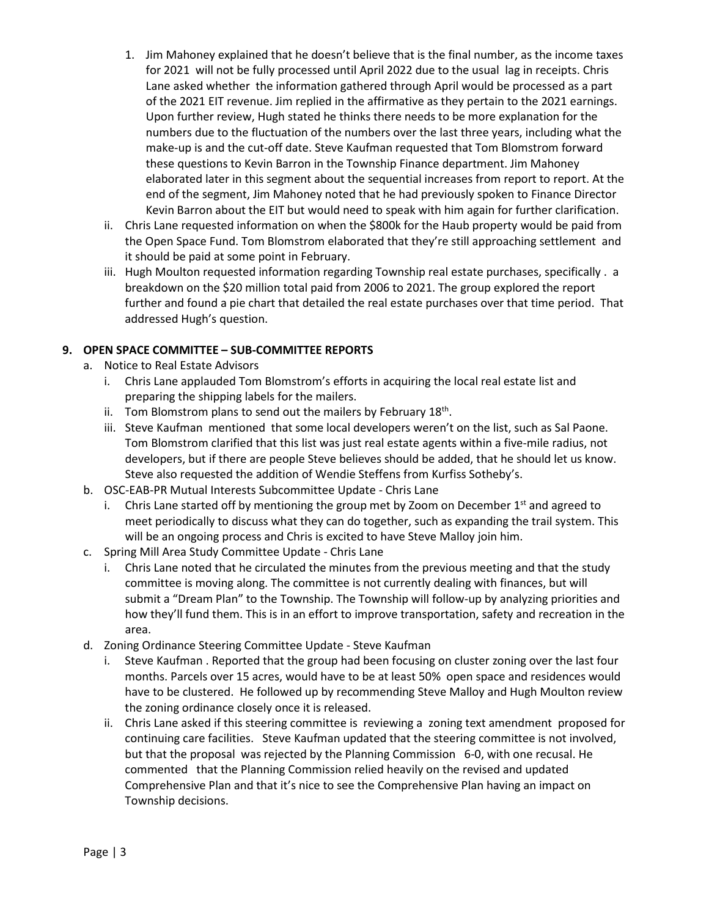1. Jim Mahoney explained that he doesn't believe that is the final number, as the income taxes for 2021 will not be fully processed until April 2022 due to the usual lag in receipts. Chris Lane asked whether the information gathered through April would be processed as a part of the 2021 EIT revenue. Jim replied in the affirmative as they pertain to the 2021 earnings. Upon further review, Hugh stated he thinks there needs to be more explanation for the numbers due to the fluctuation of the numbers over the last three years, including what the make-up is and the cut-off date. Steve Kaufman requested that Tom Blomstrom forward these questions to Kevin Barron in the Township Finance department. Jim Mahoney elaborated later in this segment about the sequential increases from report to report. At the end of the segment, Jim Mahoney noted that he had previously spoken to Finance Director Kevin Barron about the EIT but would need to speak with him again for further clarification.

ii. Chris Lane requested information on when the $800k for the Haub property would be paid from the Open Space Fund. Tom Blomstrom elaborated that they're still approaching settlement and it should be paid at some point in February.

iii. Hugh Moulton requested information regarding Township real estate purchases, specifically . a breakdown on the $20 million total paid from 2006 to 2021. The group explored the report further and found a pie chart that detailed the real estate purchases over that time period. That addressed Hugh's question.

**9. OPEN SPACE COMMITTEE – SUB-COMMITTEE REPORTS**

a. Notice to Real Estate Advisors
   i. Chris Lane applauded Tom Blomstrom's efforts in acquiring the local real estate list and preparing the shipping labels for the mailers.
   ii. Tom Blomstrom plans to send out the mailers by February 18th.
   iii. Steve Kaufman mentioned that some local developers weren't on the list, such as Sal Paone. Tom Blomstrom clarified that this list was just real estate agents within a five-mile radius, not developers, but if there are people Steve believes should be added, that he should let us know. Steve also requested the addition of Wendie Steffens from Kurfiss Sotheby's.

b. OSC-EAB-PR Mutual Interests Subcommittee Update - Chris Lane
   i. Chris Lane started off by mentioning the group met by Zoom on December 1st and agreed to meet periodically to discuss what they can do together, such as expanding the trail system. This will be an ongoing process and Chris is excited to have Steve Malloy join him.

c. Spring Mill Area Study Committee Update - Chris Lane
   i. Chris Lane noted that he circulated the minutes from the previous meeting and that the study committee is moving along. The committee is not currently dealing with finances, but will submit a "Dream Plan" to the Township. The Township will follow-up by analyzing priorities and how they'll fund them. This is in an effort to improve transportation, safety and recreation in the area.

d. Zoning Ordinance Steering Committee Update - Steve Kaufman
   i. Steve Kaufman . Reported that the group had been focusing on cluster zoning over the last four months. Parcels over 15 acres, would have to be at least 50% open space and residences would have to be clustered. He followed up by recommending Steve Malloy and Hugh Moulton review the zoning ordinance closely once it is released.
   ii. Chris Lane asked if this steering committee is reviewing a zoning text amendment proposed for continuing care facilities. Steve Kaufman updated that the steering committee is not involved, but that the proposal was rejected by the Planning Commission 6-0, with one recusal. He commented that the Planning Commission relied heavily on the revised and updated Comprehensive Plan and that it's nice to see the Comprehensive Plan having an impact on Township decisions.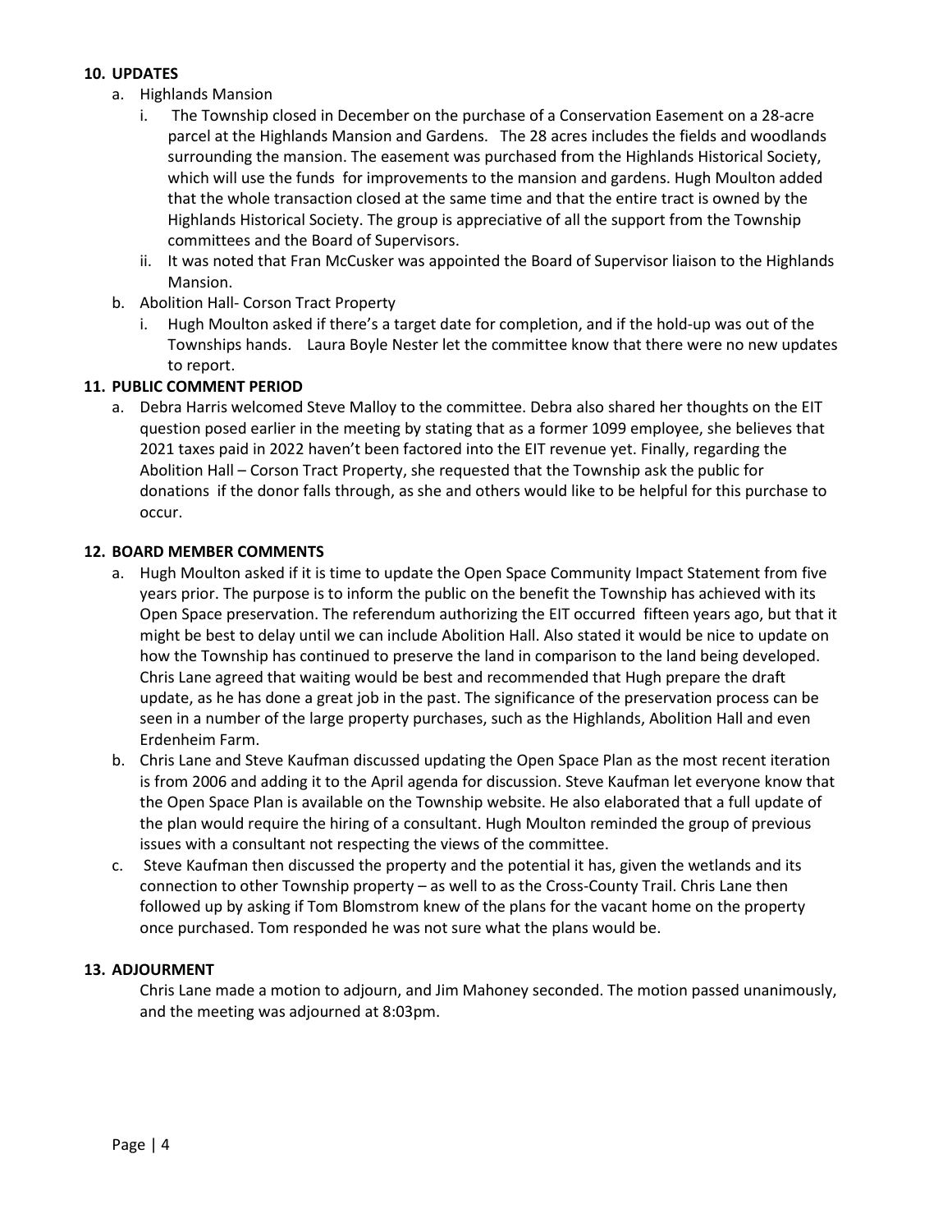**10. UPDATES**

a. Highlands Mansion

   i. The Township closed in December on the purchase of a Conservation Easement on a 28-acre parcel at the Highlands Mansion and Gardens. The 28 acres includes the fields and woodlands surrounding the mansion. The easement was purchased from the Highlands Historical Society, which will use the funds for improvements to the mansion and gardens. Hugh Moulton added that the whole transaction closed at the same time and that the entire tract is owned by the Highlands Historical Society. The group is appreciative of all the support from the Township committees and the Board of Supervisors.

   ii. It was noted that Fran McCusker was appointed the Board of Supervisor liaison to the Highlands Mansion.

b. Abolition Hall- Corson Tract Property

   i. Hugh Moulton asked if there's a target date for completion, and if the hold-up was out of the Townships hands. Laura Boyle Nester let the committee know that there were no new updates to report.

**11. PUBLIC COMMENT PERIOD**

a. Debra Harris welcomed Steve Malloy to the committee. Debra also shared her thoughts on the EIT question posed earlier in the meeting by stating that as a former 1099 employee, she believes that 2021 taxes paid in 2022 haven't been factored into the EIT revenue yet. Finally, regarding the Abolition Hall – Corson Tract Property, she requested that the Township ask the public for donations if the donor falls through, as she and others would like to be helpful for this purchase to occur.

**12. BOARD MEMBER COMMENTS**

a. Hugh Moulton asked if it is time to update the Open Space Community Impact Statement from five years prior. The purpose is to inform the public on the benefit the Township has achieved with its Open Space preservation. The referendum authorizing the EIT occurred fifteen years ago, but that it might be best to delay until we can include Abolition Hall. Also stated it would be nice to update on how the Township has continued to preserve the land in comparison to the land being developed. Chris Lane agreed that waiting would be best and recommended that Hugh prepare the draft update, as he has done a great job in the past. The significance of the preservation process can be seen in a number of the large property purchases, such as the Highlands, Abolition Hall and even Erdenheim Farm.

b. Chris Lane and Steve Kaufman discussed updating the Open Space Plan as the most recent iteration is from 2006 and adding it to the April agenda for discussion. Steve Kaufman let everyone know that the Open Space Plan is available on the Township website. He also elaborated that a full update of the plan would require the hiring of a consultant. Hugh Moulton reminded the group of previous issues with a consultant not respecting the views of the committee.

c. Steve Kaufman then discussed the property and the potential it has, given the wetlands and its connection to other Township property – as well to as the Cross-County Trail. Chris Lane then followed up by asking if Tom Blomstrom knew of the plans for the vacant home on the property once purchased. Tom responded he was not sure what the plans would be.

**13. ADJOURMENT**

Chris Lane made a motion to adjourn, and Jim Mahoney seconded. The motion passed unanimously, and the meeting was adjourned at 8:03pm.